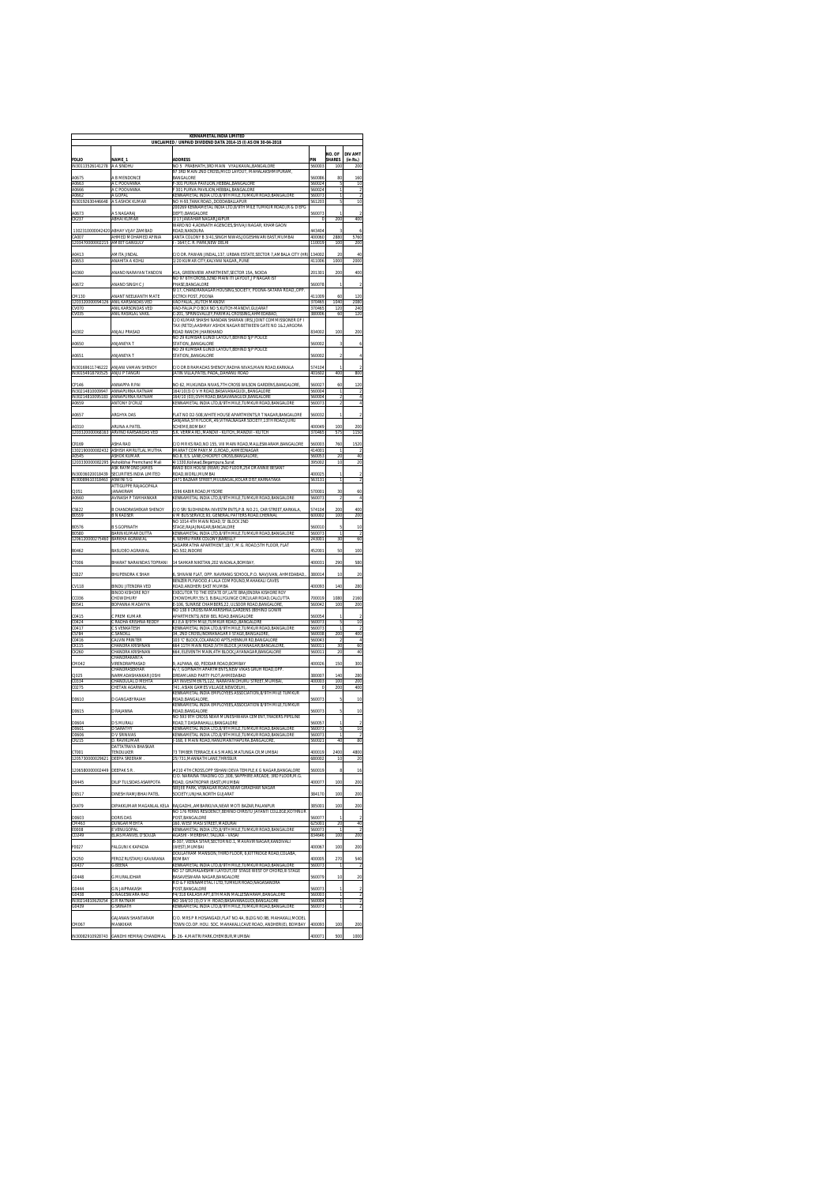# KENNAMETAL INDIA LIMITED

## UNCLAIMED / UNPAID DIVIDEND DATA 2014-15 (I) AS ON 30-04-2018

| FOLIO | NAME_1 | ADDRESS | PIN | NO. OF SHARES | DIV AMT (in Rs.) |
|---|---|---|---|---|---|
| IN30113526141278 | A A SINDHU | NO 5 PRABHATH,3RD MAIN VYALIKAVAL,BANGALORE | 560003 | 100 | 200 |
| A0675 | A B MONDONCE | 67 3RD MAIN 2ND CROSS,MICO LAYOUT, MAHALAKSHMIPURAM, BANGALORE | 560086 | 80 | 160 |
| A0663 | A C POOVANNA | F 301 PURVA PAVILION,HEBBAL,BANGALORE | 560024 | 5 | 10 |
| A0666 | A C POOVANNA | F 301 PURVA PAVILION,HEBBAL,BANGALORE | 560024 | 1 | 2 |
| A0662 | A GOPAL | KENNAMETAL INDIA LTD,8/9TH MILE,TUMKUR ROAD,BANGALORE | 560073 | 1 | 2 |
| IN30192630446648 | A S ASHOK KUMAR | NO H-93,TANK ROAD,,DODDABALLAPUR | 561203 | 5 | 10 |
| A0673 | A S NAGARAJ | 260269 KENNAMETAL INDIA LTD,8/9TH MILE TUMKUR ROAD,(R & D EPG DEPT),BANGALORE | 560073 | 1 | 2 |
| CA237 | ABHAI KUMAR | D 17 JAWAHAR NAGAR,JAIPUR | 0 | 200 | 400 |
| 1302310000042420 | ABHAY VIJAY ZAMBAD | WARD NO 4,ADINATH AGENCIES,SHIVAJI NAGAR, KHAMGAON ROAD,NANDURA | 443404 | 3 | 6 |
| CA007 | AHMED MOHAMED AFANA | JANTA COLONY B 3/41,SINGH NIWAS,JOGESHWARI EAST,MUMBAI | 400060 | 2880 | 5760 |
| 1203470000002215 | AMEET GANGULY | - 1647,C. R. PARK,NEW DELHI | 110019 | 100 | 200 |
| A0413 | AMITA JINDAL | C/O DR. PAWAN JINDAL,137, URBAN ESTATE,SECTOR 7,AMBALA CITY (HR) | 134002 | 20 | 40 |
| A0653 | ANAHITA A KOHLI | 1/20 KUMAR CITY,KALYANI NAGAR,,PUNE | 411006 | 1000 | 2000 |
| A0360 | ANAND NARAYAN TANDON | 41A, GREENVIEW APARTMENT,SECTOR 15A, NOIDA | 201301 | 200 | 400 |
| A0672 | ANAND SINGH C J | NO 97 8TH CROSS,32ND MAIN ITI LAYOUT,J P NAGAR IST PHASE,BANGALORE | 560078 | 1 | 2 |
| CM130 | ANANT NEELKANTH MATE | 6/17, CHANDRANAGAR HOUSING SOCIETY, POONA-SATARA ROAD,,OPP. OCTROI POST,,POONA | 411009 | 60 | 120 |
| 1203320000094126 | ANIL KARSANDAS VED | VAD FALIA,,KUTCH MANDVI | 370465 | 1040 | 2080 |
| CV070 | ANIL KARSONDAS VED | VAD-FALIA,P O BOX NO 5,KUTCH-MANDVI,GUJARAT | 370465 | 120 | 240 |
| CV035 | ANIL RASIKLAL VAKIL | C-201, SPRINGVALLEY,PARIMAL CROSSING,AHMEDABAD | 380006 | 60 | 120 |
| A0302 | ANJALI PRASAD | C/O KUMAR SHASHI NANDAN SHARAN (IRS),JOINT COMMISSIONER OF INCOME TAX (RETD),AASHRAY ASHOK NAGAR BETWEEN GATE NO 1&2,ARGORA ROAD RANCHI,JHARKHAND | 834002 | 100 | 200 |
| A0650 | ANJANEYA T | NO 29 KUMBAR GUNDI LAYOUT,BEHIND SJP POLICE STATION,,BANGALORE | 560002 | 3 | 6 |
| A0651 | ANJANEYA T | NO 29 KUMBAR GUNDI LAYOUT,BEHIND SJP POLICE STATION,,BANGALORE | 560002 | 2 | 4 |
| IN30169611746222 | ANJANI VAMAN SHENOY | C/O DR B RAMADAS SHENOY,RADHA NIVAS,MAIN ROAD,KARKALA | 574104 | 1 | 2 |
| IN30154918793525 | ANJU P TANGRI | JATIN VILLA,PATEL PADA,,DAHANU ROAD | 401602 | 400 | 800 |
| CP146 | ANNAPPA R PAI | NO 62, MUKUNDA NIVAS,7TH CROSS WILSON GARDENS,BANGALORE, | 560027 | 60 | 120 |
| IN30214810009947 | ANNAPURNA RATNAM | 164/10 I/D.O V H ROAD,BASAVANAGUDI,,BANGALORE | 560004 | 1 | 2 |
| IN30214810095183 | ANNAPURNA RATNAM | 164/10 I(D) DVH ROAD,BASAVANAGUDI,BANGALORE | 560004 | 2 | 4 |
| A0659 | ANTONY D'CRUZ | KENNAMETAL INDIA LTD,8/9TH MILE,TUMKUR ROAD,BANGALORE | 560073 | 2 | 4 |
| A0657 | ARGHYA DAS | FLAT NO D2-508,WHITE HOUSE APARTMENTS,R T NAGAR,BANGALORE | 560032 | 1 | 2 |
| A0310 | ARUNA A PATEL | SANJANA,5TH FLOOR,,49,VITHALNAGAR SOCIETY,13TH ROAD,JUHU SCHEME,BOMBAY | 400049 | 100 | 200 |
| 1203320000068163 | ARVIND KARSANDAS VED | 5 K. VERMA RD,,MANDVI - KUTCH,,MANDVI - KUTCH | 370465 | 575 | 1150 |
| CR169 | ASHA RAO | C/O MR KS RAO,NO 155, VIII MAIN ROAD,MALLESWARAM,BANGALORE | 560003 | 760 | 1520 |
| 1302190000082432 | ASHISH AMRUTLAL MUTHA | BHARAT COMPANY,M.G.ROAD,,AHMEDNAGAR | 414001 | 1 | 2 |
| A0545 | ASHOK KUMAR | NO 8, E.S. LANE,CHICKPET CROSS,BANGALORE, | 560053 | 20 | 40 |
| 1201330000082295 | Ashokbhai Premchand Mali | 4/1330 Kotiwad,Begampura,Surat | 395002 | 10 | 20 |
| IN30036020018439 | ASK RAYMOND JAMES SECURITIES INDIA LIMITED | BAND BOX HOUSE (REAR) 2ND FLOOR,254 DR ANNIE BESANT ROAD,WORLI,MUMBAI | 400025 | 1 | 2 |
| IN30089610318463 | ASWINI S G | 1471 BAZAAR STREET,MULBAGAL,KOLAR DIST,KARNATAKA | 563131 | 1 | 2 |
| CJ051 | ATTIGUPPE RAJAGOPALA JANAKIRAM | 1596 KABIR ROAD,MYSORE | 570001 | 30 | 60 |
| A0660 | AVINASH P TAMHANKAR | KENNAMETAL INDIA LTD,8/9TH MILE,TUMKUR ROAD,BANGALORE | 560073 | 2 | 4 |
| CS622 | B CHANDRASHEKAR SHENOY | C/O SRI SUDHINDRA INVESTMENTS,P.B. NO.23, CAR STREET,KARKALA, | 574104 | 200 | 400 |
| B0559 | B N KADSER | V M BUS SERVICE,93, GENERAL PATTERS ROAD,CHENNAI | 600002 | 100 | 200 |
| B0576 | B S GOPINATH | NO 1014 4TH MAIN ROAD, D' BLOCK 2ND STAGE,RAJAJINAGAR,BANGALORE | 560010 | 5 | 10 |
| B0580 | BARIN KUMAR DUTTA | KENNAMETAL INDIA LTD,8/9TH MILE,TUMKUR ROAD,BANGALORE | 560073 | 1 | 2 |
| 1206120000275460 | BARKHA AGRAWAL | 6, NEHRU PARK COLONY,BAREILLY | 243001 | 30 | 60 |
| B0462 | BASUDEO AGRAWAL | SAGARMATHA APARTMENT,18/7, M. G. ROAD,5TH FLOOR, FLAT NO.502,INDORE | 452001 | 50 | 100 |
| CT006 | BHARAT NARAINDAS TOPRANI | 14 SAHKAR NIKETAN,202 WADALA,BOMBAY, | 400031 | 290 | 580 |
| CS527 | BHUPENDRA K SHAH | 6, SHIVAM FLAT, OPP. NAVRANG SCHOOL,P.O. NAVJIVAN, AHMEDABAD,, | 380014 | 10 | 20 |
| CV118 | BINDU JITENDRA VED | BENZER PLYWOOD,4 LALA COMPOUND,MAHAKALI CAVES ROAD,ANDHERI EAST MUMBAI | 400093 | 140 | 280 |
| CC036 | BINOD KISHORE ROY CHOWDHURY | EXECUTOR TO THE ESTATE OF,LATE BRAJENDRA KISHORE ROY CHOWDHURY,55/3, B.BALLYGUNGE CIRCULAR ROAD,CALCUTTA | 700019 | 1080 | 2160 |
| B0541 | BOPANNA MADAYYA | E-106, SUNRISE CHAMBERS,22, ULSOOR ROAD,BANGALORE, | 560042 | 100 | 200 |
| C0415 | C PREM KUMAR | NO 138 II CROSS,HARIKRISHNA,GARDENS,BEHIND GOWRI APARTMENTS,NEW BEL ROAD,BANGALORE | 560054 | 1 | 2 |
| C0424 | C RADHA KRISHNA REDDY | KJ E A 8/9TH MILE,TUMKUR ROAD,,BANGALORE | 560073 | 5 | 10 |
| C0417 | C S VENKATESH | KENNAMETAL INDIA LTD,8/9TH MILE,TUMKUR ROAD,BANGALORE | 560073 | 1 | 2 |
| CS784 | C SANDILL | 34, 2ND CROSS,INDIRANAGAR II STAGE,BANGALORE, | 560038 | 200 | 400 |
| C0416 | CALVIN PRINTER | 103 'C' BLOCK,COLARADO APTS,HENNUR RD,BANGALORE | 560043 | 2 | 4 |
| CK115 | CHANDRA KRISHNAN | 684 11TH MAIN ROAD,IV TH BLOCK JAYANAGAR,BANGALORE, | 560011 | 30 | 60 |
| CK260 | CHANDRA KRISHNAN | 664, ELEVENTH MAIN,4TH BLOCK,JAYANAGAR,BANGALORE | 560011 | 20 | 40 |
| CH042 | CHANDRAKANTA VIRENDRAPRASAD | 8- ALPANA, 60, PEDDAR ROAD,BOMBAY | 400026 | 150 | 300 |
| CJ025 | CHANDRASEKHAR NARMADASHANKAR JOSHI | A/7, GOPINATH APARTMENTS,NEW VIKAS GRUH ROAD, OPP. DREAMLAND PARTY PLOT,AHMEDABAD | 380007 | 140 | 280 |
| CD034 | CHANDULAL D MEHTA | JAY INVESTMENTS,122, NARAYAN DHURU STREET,MUMBAI, | 400003 | 100 | 200 |
| C0275 | CHETAN AGARWAL | 741, ASIAN GAMES VILLAGE,NEWDELHI, | 0 | 200 | 400 |
| D0610 | D GANGABYRAIAH | KENNAMETAL INDIA EMPLOYEES,ASSOCIATION 8/9TH MILE TUMKUR ROAD,BANGALORE, | 560073 | 5 | 10 |
| D0615 | D RAJANNA | KENNAMETAL INDIA EMPLOYEES,ASSOCIATION,8/9TH MILE,TUMKUR ROAD,BANGALORE | 560073 | 5 | 10 |
| D0604 | D S MURALI | NO 593 6TH CROSS NEAR MUNESHWARA CEMENT,TRADERS PIPELINE ROAD,T DASARAHALLI,BANGALORE | 560057 | 1 | 2 |
| D0601 | D SARATHY | KENNAMETAL INDIA LTD,8/9TH MILE,TUMKUR ROAD,BANGALORE | 560073 | 5 | 10 |
| D0606 | D V SRINIVAS | KENNAMETAL INDIA LTD,8/9TH MILE,TUMKUR ROAD,BANGALORE | 560073 | 1 | 2 |
| CR215 | D. RAVIKUMAR | 1-160, II MAIN ROAD,HANUMANTHAPURA,BANGALORE, | 560021 | 40 | 80 |
| CT001 | DATTATRAYA BHASKAR TENDULKAR | 73 TIMBER TERRACE,K A S MARG,MATUNGA CR,MUMBAI | 400019 | 2400 | 4800 |
| 1205730000029621 | DEEPA SREERAM . | 25/731,MANNATH LANE,THRISSUR | 680002 | 10 | 20 |
| 1206580000002449 | DEEPAK S R . | #210 4TH CROSS,OPP SSHANI DEVA TEMPLE,K G NAGAR,BANGALORE | 560019 | 8 | 16 |
| D0445 | DILIP TULSIDAS ASARPOTA | C/O. NARAINA TRADING CO.,308, SAPPHIRE ARCADE, 3RD FLOOR,M.G. ROAD, GHATKOPAR (EAST),MUMBAI | 400077 | 100 | 200 |
| D0517 | DINESH NANJIBHAI PATEL | SEEJEE PARK, VISNAGAR ROAD,NEAR GIRADHAR NAGAR SOCIETY,UNJHA,NORTH GUJARAT | 384170 | 100 | 200 |
| CK479 | DIPAKKUMAR MAGANLAL KELA | RAJGADHI,,AMBARKUVA,NEAR MOTI BAZAR,PALANPUR | 385001 | 100 | 200 |
| D0603 | DORIS DAS | NO 176 FERNS RESIDENCY,BEHIND CHRISTU JAYANTI COLLEGE,KOTHNUR POST,BANGALORE | 560077 | 1 | 2 |
| CM463 | DUNGAR MEHTA | 166, WEST MASI STREET,MADURAI | 625001 | 20 | 40 |
| E0008 | E VENUGOPAL | KENNAMETAL INDIA LTD,8/9TH MILE,TUMKUR ROAD,BANGALORE | 560073 | 1 | 2 |
| CD249 | ELIAS MANVEL D'SOUZA | AGASHI - MERBHAT,,TALUKA - VASAI | 834646 | 100 | 200 |
| F0027 | FALGUNI K KAPADIA | B-307, VEENA SITAR,SECTOR NO.1, MAVAVIR NAGAR,KANDIVALI (WEST),MUMBAI | 400067 | 100 | 200 |
| CK250 | FEROZ RUSTAMJI KAVARANA | DOULATRAM MANSION,THIRD FLOOR, 8,KITTREDGE ROAD,COLABA, BOMBAY | 400005 | 270 | 540 |
| G0437 | G BEENA | KENNAMETAL INDIA LTD,8/9TH MILE,TUMKUR ROAD,BANGALORE | 560073 | 1 | 2 |
| G0448 | G MURALIDHAR | NO 17 GRUHALAKSHMI LAYOUT,IST STAGE WEST OF CHORD,III STAGE BASAVESWARA NAGAR,BANGALORE | 560079 | 10 | 20 |
| G0444 | G N JAIPRAKASH | R D & F KENNAMETAL I LTD,TUMKUR ROAD,NAGASANDRA POST,BANGALORE | 560073 | 1 | 2 |
| G0438 | G NAGESWARA RAO | F4/318 KAILASH APT,8TH MAIN MALLESWARAM,BANGALORE | 560003 | 1 | 2 |
| IN30214810929254 | G R RATNAM | NO 164/10 (1) D V H ROAD,BASAVANAGUDI,BANGALORE | 560004 | 1 | 2 |
| G0439 | G SRINATH | KENNAMETAL INDIA LTD,8/9TH MILE,TUMKUR ROAD,BANGALORE | 560073 | 1 | 2 |
| CM067 | GAJANAN SHANTARAM MANKIKAR | C/O. MRS P R HOSANGADI,FLAT NO.4A, BLDG NO.9B, MAHAKALI,MODEL TOWN CO.OP. HOU. SOC. MAHAKALI,CAVE ROAD, ANDHERI(E), BOMBAY | 400093 | 100 | 200 |
| IN30082910928743 | GANDHI HEMRAJ CHANDMAL | B- 26- 4,MAITRI PARK,CHEMBUR,MUMBAI | 400071 | 500 | 1000 |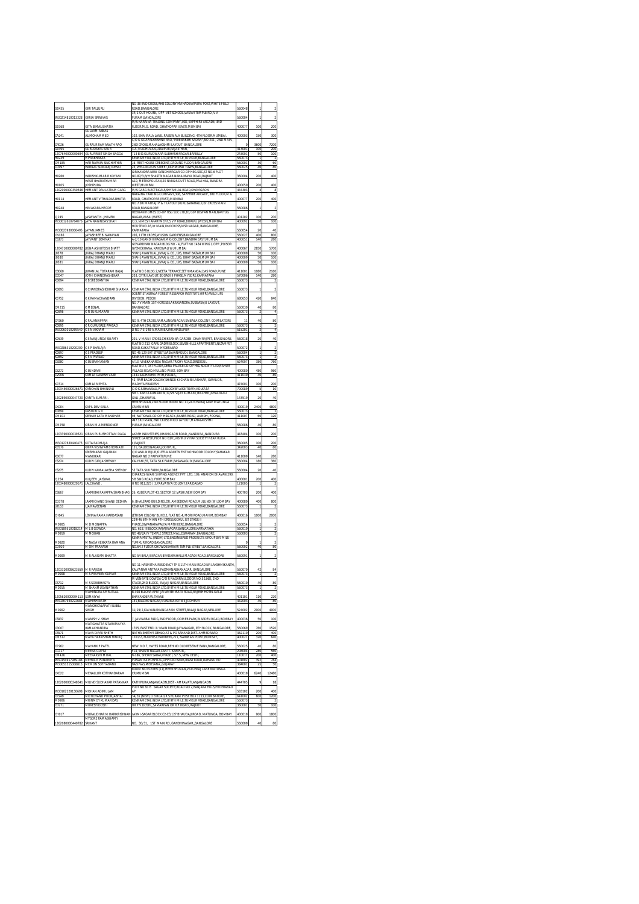| | | | | | |
|---|---|---|---|---|---|
| G0435 | GIRI TALLURU | NO 38 IIND CROSS,KHB COLONY MAHADEVAPURA POST,WHITE FIELD ROAD,BANGALORE | 560048 | 1 | 2 |
| IN30214810013328 | GIRIJA SRINIVAS | 34/1 OUT HOUSE, OPP VET SCHOOL,VASAVI TEMPLE RD,,V V PURAM,BANGALORE | 560004 | 1 | 2 |
| G0368 | GITA BIMAL BHATIA | M/S NARAINA TRADING COMPANY,308, SAPPHIRE ARCADE, 3RD FLOOR,M.G. ROAD, GHATKOPAR (EAST),MUMBAI | 400077 | 100 | 200 |
| GA241 | GULAAM ABBAS ALIMOHAMMED | 102, BHAJIPALA LANE,,RASSIWALA BUILDING, 4TH FLOOR,MUMBAI, | 400003 | 150 | 300 |
| CR026 | GURPUR RAMANATH RAO | C/O G GOPALKRISHNA RAO,"MEENAKSHI SADAN",NO.231 ,2ND MAIN , 2ND CROSS,MAHALAKSHMI LAYOUT, BANGALORE | 0 | 3600 | 7200 |
| G0395 | GURUDAYAL KAUR | 3-A, MADHUVAN,UDAIPUR,RAJASTHAN, | 313001 | 100 | 200 |
| 1207640000000694 | GURUPREET SINGH BAGGA | 713 B/D,GURUDWARA SUBHASH NAGAR,BAREILLY | 243001 | 50 | 100 |
| H0249 | H PRABHAKAR | KENNAMETAL INDIA LTD,8/9TH MILE,TUMKUR,BANGALORE | 560073 | 1 | 2 |
| CH185 | HAR NARAIN SINGH MYER | 16, REST HOUSE CRESCENT,GROUND FLOOR,BANGALORE | 560001 | 30 | 60 |
| CC897 | HARILAL SUNDARJI DESAI | 25, WELLINGTON STREET,RICHMOND TOWN,BANGALORE | 560025 | 40 | 80 |
| H0260 | HARISHKUMAR R KOYANI | GIRIKANDRA NEW GANDHINAGAR CO-OP HSG.SOC,ST NO.6 PLOT NO.87/3,B/H SHASTRI NAGAR NANA MAVA ROAD,RAJKOT | 360004 | 200 | 400 |
| H0105 | HASIT BHARATKUMAR OSHIPURA | 610, METROPOLITAN,20 NARGIS DUTT ROAD,PALI HILL, BANDRA WEST,MUMBAI | 400050 | 200 | 400 |
| 1202000000350546 | HEMANT DAULATRAM GARG | M/S GARG ELECTRICALS,SHYAMLAL ROAD,KHAMGAON | 444303 | 4 | 8 |
| H0114 | HEMANT VITHALDAS BHATIA | NARAINA TRADING COMPANY,308, SAPPHIRE ARCADE, 3RD FLOOR,M.G. ROAD, GHATKOPAR (EAST),MUMBAI | 400077 | 200 | 400 |
| H0248 | HIMAKARA HEGDE | NO 7 SRI MATHAJI P & T LAYOUT,KURUBARAHALLI,1ST CROSS MAIN ROAD,BANGALORE | 560086 | 1 | 2 |
| CJ245 | JASWANT N. JHAVERI | DEEWAN HOMES CO-OP HSG SOC LTD,B1/307 DEWAN MAN,NAVYUG NAGAR,VASAI (WEST) | 401202 | 100 | 200 |
| IN30012610784076 | JAYA NAGINDAS SHAH | C/3, NIMESH APARTMENT,S V P ROAD,BORIVLI WEST,MUMBAI | 400092 | 50 | 100 |
| IN30023930006495 | JAYAN JAMES | HOUSE NO.16,Ist MAIN,IInd CROSS,MSR NAGAR, BANGALORE, KARNATAKA | 560054 | 20 | 40 |
| CN166 | JAYASHREE B. NARAYAN | 206, 11TH CROSS,WILSON GARDENS,BANGALORE | 560027 | 400 | 800 |
| CS373 | JAYVANT SOMNAY | A-2/10 GANDHI NAGAR,M.I.G.COLONY,BANDRA EAST,MUMBAI | 400051 | 140 | 280 |
| 1204710000000782 | JIGNA ASHUTOSH BHATT | GOVARDHAN NAGAR BLDG NO - 4, FLAT NO 1434 WING I, OPP.,POISOR GYEMKHANA, KANDIVALI W,MUMBAI | 400067 | 2850 | 5700 |
| J0378 | JIVRAJ DHANJI MARU | SHAH JAYANTILAL JIVRAJ & CO.,195, BHAT BAZAR,MUMBAI | 400009 | 50 | 100 |
| J0380 | JIVRAJ DHANJI MARU | SHAH JAYANTILAL JIVRAJ & CO.,195, BHAT BAZAR,MUMBAI | 400009 | 50 | 100 |
| J0381 | JIVRAJ DHANJI MARU | SHAH JAYANTILAL JIVRAJ & CO.,195, BHAT BAZAR,MUMBAI | 400009 | 50 | 100 |
| CB060 | JIWANLAL TOTARAM BAJAJ | FLAT NO 6 BLDG 2,NEETA TERRACE,SETH MANGALDAS ROAD,PUNE | 411001 | 1080 | 2160 |
| CC047 | JOTHI CHANDRASHEKAR | 353, CFTRI LAYOUT,BOGADI II PHASE,MYSORE,KARNATAKA | 570006 | 140 | 280 |
| K0894 | K B SREEKANTHA | KENNAMETAL INDIA LTD,8/9TH MILE,TUMKUR ROAD,BANGALORE | 560073 | 1 | 2 |
| K0893 | K CHANDRASHEKHAR SHARMA | KENNAMETAL INDIA LTD,8/9TH MILE,TUMKUR ROAD,BANGALORE | 560073 | 1 | 2 |
| K0752 | K K RAMACHANDRAN | SCIENTIST,KERALA FOREST RESEARCH INSTITUTE (KFRI),WILD LIFE DIVISION, PEECHI | 680653 | 420 | 840 |
| CM215 | K M BINAL | NO 7 V MAIN,15TH CROSS LAKKASANDRA,SUBBARAJU LAYOUT, BANGALORE | 560030 | 40 | 80 |
| K0896 | K N SUKUMARAN | KENNAMETAL INDIA LTD,8/9TH MILE,TUMKUR ROAD,BANGALORE | 560073 | 2 | 4 |
| CP260 | K PALANIAPPAN | NO 6, 4TH CROSS,RAMALINGANAGAR,SAIBABA COLONY, COIMBATORE | 11 | 40 | 80 |
| K0895 | K R GURUSREE PRASAD | KENNAMETAL INDIA LTD,8/9TH MILE,TUMKUR ROAD,BANGALORE | 560073 | 1 | 2 |
| IN30066910028540 | K S N VIKRAM | D NO 7-3-148-A,MAIN BAZAR,HINDUPUR | 515201 | 2 | 4 |
| CK019 | K S NANJUNDA SWAMY | 201, V MAIN I CROSS,CHIKKANNA GARDEN, CHAMRAJPET, BANGALORE, | 560018 | 20 | 40 |
| IN30286310200200 | K S P SHAILAJA | FLAT NO 213 GARUDADRI BLOCK,SEVENHILLS APARTMENTS,NIZAMPET ROAD,KUKATPALLY HYDERABAD | 500072 | 1 | 2 |
| K0897 | K S PRADEEP | NO 46 129 EAT STREET,BASAVANAGUDI,,BANGALORE | 560004 | 1 | 2 |
| K0892 | K S V PRASAD | KENNAMETAL INDIA LTD,8/9TH MILE,TUMKUR ROAD,BANGALORE | 560073 | 1 | 2 |
| CS080 | K SUBRAMANIAN | A/15, VIVEKANANDA NAGAR,TRICHY ROAD,DINDIGUL | 624007 | 380 | 760 |
| CS272 | K SUNDARI | FLAT NO 7, 1ST FLOOR,DENA PALACE CO-OP HSG SOCIETY LTD,NAHUR VILLAGE ROAD,MULUND WEST, BOMBAY | 400080 | 480 | 960 |
| CV006 | KAMLA GANESH VAZE | 1331 SADHASHIV PETH,POONA, | 411030 | 40 | 80 |
| K0714 | KAMLA MEHTA | 42, RAM BAGH COLONY,SHINDE-KI-CHAWNI LASHKAR, GWALIOR, MADHYA PRADESH | 474001 | 100 | 200 |
| 1203450000026671 | KANCHAN BHANSALI | C/O K.S.BHANSALI,P-13 BLOCK B' LAKE TOWN,KOLKATA | 700089 | 5 | 10 |
| 1202890000047720 | KANTA KUMARI . | SMT. KANTA KUMARI W/O,SH. VIJAY KUMAR ( TEACHER),KHAL WALI GALI,,DHARIWAL | 143519 | 20 | 40 |
| CK004 | KAPIL DEV KALLA | HEMBHUVAN,2ND FLOOR ROOM NO 11,VATCHARAJ LANE MATUNGA CR,MUMBAI | 400019 | 2400 | 4800 |
| K0899 | KASTURI G H | KENNAMETAL INDIA LTD,8/9TH MILE,TUMKUR ROAD,BANGALORE | 560073 | 1 | 2 |
| CH101 | KERKAR LATA MANOHAR | 9I, NATIONAL CO-OP. HSG.SCY.,BANER ROAD, AUNDH,, POONA, | 411007 | 60 | 120 |
| CM258 | KIRAN M A MENDONCE | #67 3RD MAIN,2ND CROSS,MICO LAYOUT,MAHALAKSHMI PURAM,BANGALORE | 560086 | 40 | 80 |
| 1200390000039321 | KIRAN PURUSHOTTAM DAGA | AKASH INDUSTRIES,,KHAMGAON ROAD,,NANDURA,,NANDURA | 443404 | 100 | 200 |
| IN30127630440473 | KOTA PADMAJA | SHREE GANESH,PLOT NO 63/C,VISHNU VIHAR SOCIETY NEAR RUDA II,RAJKOT | 360005 | 100 | 200 |
| K0570 | KRIPA VISHWAMBHERNATH | 151, BALDEVNAGAR,JODHPUR, | 342003 | 40 | 80 |
| K0677 | KRISHNABAI GAJANAN MANOKKAR | C/O ANIL N BIJUR,B LEELA APARTMENT KOHINOOR COLONY,SAHAKAR NAGAR NO 2 PARVATI,PUNE | 411009 | 140 | 280 |
| CS274 | KUDPI GIRIJA SHENOY | KALYANI,55, TATA SILK FARM,BASAVAGUDI,BANGALORE | 560004 | 180 | 360 |
| CS275 | KUDPI KAMALAKSHA SHENOY | 55 TATA SILK FARM,BANGALORE | 560004 | 20 | 40 |
| CJ254 | KULJEEV JAISWAL | CHAKRESHWARI SHIPING AGENCY,PVT. LTD. 106, ANAHON BHAVAN,290, S B SING ROAD, FORT,BOMBAY | 400001 | 200 | 400 |
| 1203480000020571 | LALCHAND . | H NO 911,225 / 3,PARVATIYA COLONY,FARIDABAD | 121005 | 1 | 2 |
| CS667 | LAXMIBAI RAYAPPA SHANBHAG | 28, KUBER,PLOT 43, SECTOR 17,VASHI,NEW BOMBAY | 400703 | 200 | 400 |
| CD378 | LAXMICHAND SHANJI DEDHIA | 6, BHALERAO BUILDING,DR. AMBEDKAR ROAD,MULUND (W),BOMBAY | 400080 | 400 | 800 |
| L0163 | LIJA NAVEENAN | KENNAMETAL INDIA LTD,8/9TH MILE,TUMKUR ROAD,BANGALORE | 560073 | 1 | 2 |
| CH645 | LOVINA RAMA HARDASANI | JETHBAI COLONY BL NO.1,FLAT NO.4, MORI ROAD,MAHIM,BOMBAY | 400016 | 1000 | 2000 |
| M0905 | M D MORAPPA | 233/48 6TH MAIN 4TH CROSS,GOKUL IST STAGE II PHASE,DWARAKAPALYA MATHIKERE,BANGALORE | 560054 | 1 | 2 |
| IN30189510018214 | M L B GOWDA | NO. 638, III BLOCK,RAJAJINAGAR,BANGALORE,KARNATAKA | 560010 | 1 | 2 |
| M0919 | M MOHAN | NO 48/1A IV TEMPLE STREET,MALLESWARAM,BANGALORE, | 560003 | 1 | 2 |
| M0920 | M NAGA VENKATA RAMANA | KENNA METAL INDIA LTD,ENGINEERED PRODUCTS GROUP,8/9 MILE TUMKUR ROAD,BANGALORE | 0 | 1 | 2 |
| CO020 | M OM PRAKASH | NO.64, I FLOOR,CHOWDESHWARI TEMPLE STREET,BANGALORE, | 560002 | 40 | 80 |
| M0909 | M R ALAGAM BHATTA | NO 54 BALAJI NAGAR,BYADARAHALLI MAGADI ROAD,BANGALORE | 560091 | 1 | 2 |
| 1203320008623659 | M R RAJESH | NO 11 HASMITHA RESIDENCY TF 3,11TH MAIN ROAD NR LAKSHMIKANTH,KALYANAMANTAPA PADMANABHANAGAR, BANGALORE | 560070 | 42 | 84 |
| M0908 | M S PRAVEEN KUMAR | KENNAMETAL INDIA LTD,8/9TH MILE,TUMKUR ROAD,BANGALORE | 560073 | 1 | 2 |
| CS712 | M S SOWBHAGYA | M VENKATE GOWDA C/O R NAGARAJU,DOOR NO.S 1868, 2ND STAGE,2ND BLOCK, RAJAJI NAGAR,BANGALORE | 560010 | 40 | 80 |
| M0915 | M SHANMUGANATHAN | KENNAMETAL INDIA LTD,8/9TH MILE,TUMKUR ROAD,BANGALORE | 560073 | 1 | 2 |
| 1205620000004113 | MAHENDRA AMRUTLAL SOMAIYYA | B-308 ELLORA APRT,JAI AMBE MAYA ROAD,RAJESH HOTEL GALLI BHAYANDER W,THANE | 401101 | 110 | 220 |
| IN30267930222684 | MAHESH NATH | 151,BALDEO NAGAR,MASURIA EXTN II,JODHPUR | 342003 | 40 | 80 |
| M0902 | MAMCHIGAAPATI SUBBU SINGH | 31/29/2,KALYANAMANDAPAM STREET,BALAJI NAGAR,NELLORE | 524002 | 2000 | 4000 |
| CS837 | MANISH V. SHAH | 7, JAMNABAI BLDG,2ND FLOOR, OOMER PARK,WARDEN ROAD,BOMBAY | 400036 | 50 | 100 |
| CR007 | MATIGHATTA SITARAMAYYA RAMACHANDRA | 1705, EAST END 'A' MAIN ROAD,JAYANAGAR, 9TH BLOCK, BANGALORE, | 560069 | 760 | 1520 |
| CS671 | MAYA DIPAK SHETH | NATHA SHETH'S DEHLO,AT & PO SANAND,DIST. AHMEDABAD, | 382110 | 200 | 400 |
| CM312 | MAYA HARKISHAN HINDUJ | 1201/2, MAKERS CHAMBERS,221, NARIMAN POINT,BOMBAY, | 400021 | 320 | 640 |
| CP262 | MAYANK P PATEL | NEW NO 7, HAYES ROAD,BEHIND OLD RESERVE BANK,BANGALORE, | 560025 | 40 | 80 |
| CG217 | MEENA GUPTA | F14, SHANTI NAGAR,CANTT. KANPUR, | 208004 | 280 | 560 |
| CM426 | MEENAKSHI MITTAL | B-186, SHEIKH SARAI,PHASE I, S.F.S, NEW DELHI, | 110017 | 200 | 400 |
| IN30154917989188 | MEHUL R PUNAMIYA | PUNAMIYA HOSPITAL,OPP ICICI BANK,IRANI ROAD,DAHANU RD | 401602 | 392 | 784 |
| IN30052315308815 | MEMON SOFIYABANU | BABI VAS,MEHSANA ,GUJARAT | 384001 | 25 | 50 |
| CK022 | MENALLUR KOTHANDARAM | KUSIM NOELEVEN (11),HEEMBHUVAN,VATCHRAJ LANE MATUNGA CR,MUMBAI | 400019 | 6240 | 12480 |
| 1202000000248641 | MILIND SUDHAKAR PATANKAR | KATHIPURA,ANJANGAON,DIST - AMRAVATI,ANJANGAON | 444705 | 9 | 18 |
| IN30102220150698 | MOHAN ADIMULAM | PLOT NO 91 B SAGAR SOCIETY,ROAD NO 2,BANJARA HILLS,HYDERABAD AP | 583102 | 200 | 400 |
| CP249 | MOTICHAND POONJABHAI | 34/35 (NEW) C B ROAD,R S PURAM POST BOX 1153,COIMBATORE, | 641002 | 600 | 1200 |
| M0906 | MRINMOY KUMAR DAS | KENNAMETAL INDIA LTD,8/9TH MILE,TUMKUR ROAD,BANGALORE | 560073 | 1 | 2 |
| CD271 | MUKESH DOSHI | DR.P.V.DOSHI,,SAMARPAN DR.R.P.ROAD,,RAJKOT | 360001 | 50 | 100 |
| CH017 | MURALIDHAR M HARIKRISHNAN | LAXMI-SAGAR BLOCK C2-C3,127 BHAUDAJI ROAD, MATUNGA, BOMBAY | 400019 | 900 | 1800 |
| 1302080000440782 | MYSORE RAMASWAMY SRIKANT | NO. 30/31, 1ST MAIN RD.,GANDHINAGAR,,BANGALORE | 560009 | 40 | 80 |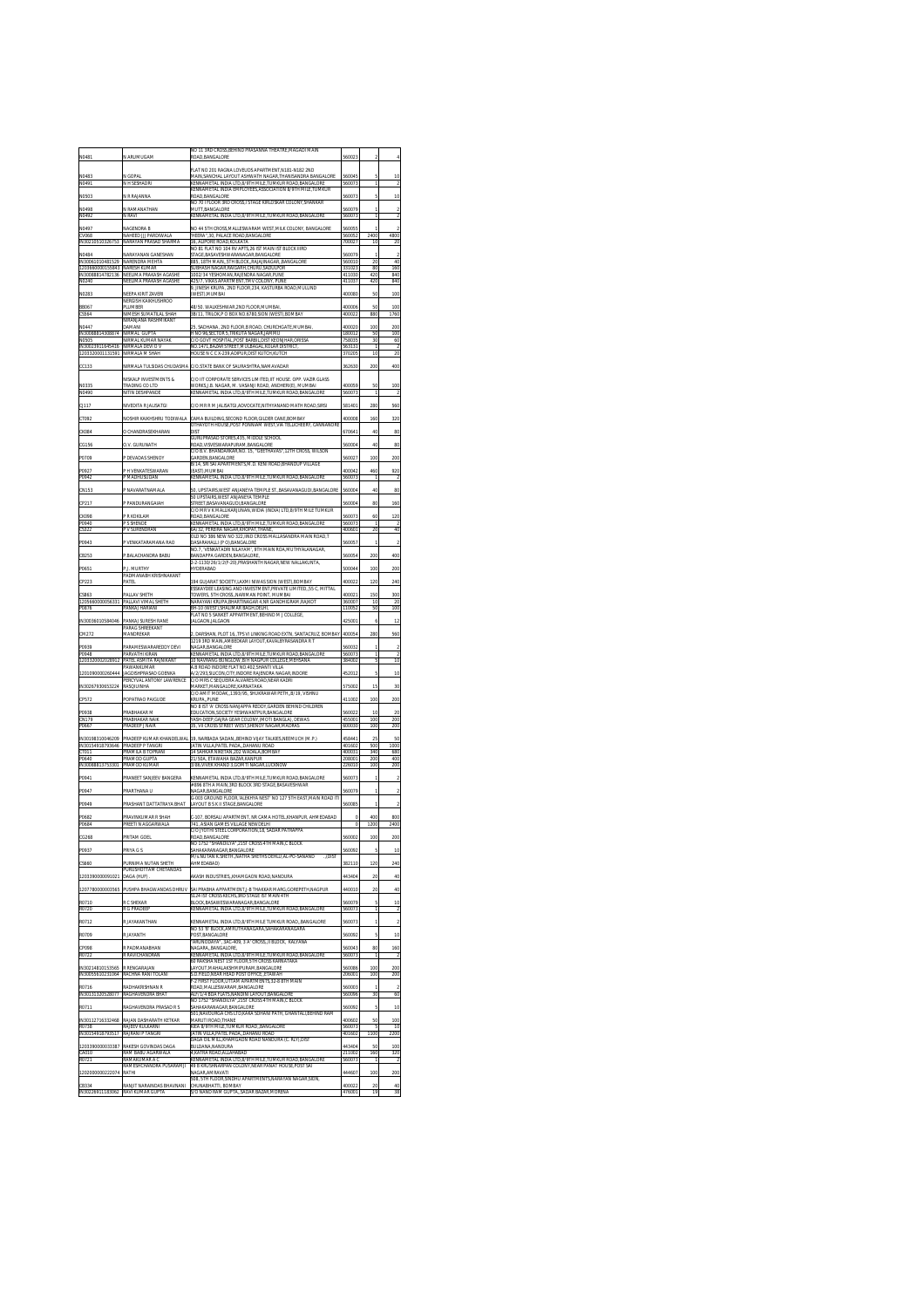| N0481 | N ARUMUGAM | NO 11 3RD CROSS,BEHIND PRASANNA THEATRE,MAGADI MAIN ROAD,BANGALORE | 560023 | 2 | 4 |
|---|---|---|---|---|---|
| N0483 | N GOPAL | FLAT NO 201 RAGNA LOVEUDS APARTMENT,N181-N182 2ND MAIN,SANCHAL LAYOUT ASHWATH NAGAR,THANISANDRA BANGALORE | 560045 | 5 | 10 |
| N0491 | N H SESHADRI | KENNAMETAL INDIA LTD,8/9TH MILE,TUMKUR ROAD,BANGALORE | 560073 | 1 | 2 |
| N0503 | N R RAJANNA | KENNAMETAL INDIA EMPLOYEES,ASSOCIATION 8/9TH MILE,TUMKUR ROAD,BANGALORE | 560073 | 5 | 10 |
| N0498 | N RAMANATHAN | NO 70 I FLOOR 3RD CROSS,I STAGE KIRLOSKAR COLONY,SHANKAR MUTT,BANGALORE | 560079 | 1 | 2 |
| N0492 | N RAVI | KENNAMETAL INDIA LTD,8/9TH MILE,TUMKUR ROAD,BANGALORE | 560073 | 1 | 2 |
| N0497 | NAGENDRA B | NO 44 5TH CROSS,MALLESWARAM WEST,MILK COLONY, BANGALORE | 560055 | 1 | 2 |
| CV068 | NAHEED JJ PARDIWALA | "HEERA",30, PALACE ROAD,BANGALORE | 560052 | 2400 | 4800 |
| IN30210510326753 | NARAYAN PRASAD SHARMA | 16, ALIPORE ROAD,KOLKATA | 700027 | 10 | 20 |
| N0484 | NARAYANAN GANESHAN | NO 81 FLAT NO 104 RV APTS,26 IST MAIN IST BLOCK IIIRD STAGE,BASAVESHWARANAGAR,BANGALORE | 560079 | 1 | 2 |
| IN30061010481529 | NARENDRA MEHTA | 885, 18TH MAIN, 5TH BLOCK, RAJAJINAGAR, BANGALORE | 560010 | 20 | 40 |
| 1203680000155843 | NARESH KUMAR | SUBHASH NAGAR,RAJGARH,CHURU,SADULPUR | 331023 | 80 | 160 |
| IN30088814782138 | NEELIMA PRAKASH AGASHE | 1002/14 YESHOMAN,RAJENDRA NAGAR,PUNE | 411030 | 420 | 840 |
| N0240 | NEELIMA PRAKASH AGASHE | 425/7, VIKAS APARTMENT,TMV COLONY, PUNE | 411037 | 420 | 840 |
| N0263 | NEEPA KIRIT ZAVERI | 6, JINESH KRUPA, 2ND FLOOR,234, KASTURBA ROAD,MULUND (WEST),MUMBAI | 400080 | 50 | 100 |
| BB067 | NERGISH KAIKHUSHROO PLUMBER | 48/50. WALKESHWAR,2ND FLOOR,MUMBAI, | 400006 | 50 | 100 |
| CS664 | NIMESH SUMATILAL SHAH | 38/11, TRILOK,P O BOX NO.6780,SION (WEST),BOMBAY | 400022 | 880 | 1760 |
| N0447 | NIRANJANA RASHMIKANT DAMANI | 25, SADHANA, 2ND FLOOR,B ROAD, CHURCHGATE,MUMBAI, | 400020 | 100 | 200 |
| IN30088814308874 | NIRMAL GUPTA | H NO 96,SECTOR 5,TRIKUTA NAGAR,JAMMU | 180012 | 50 | 100 |
| N0505 | NIRMAL KUMAR NAYAK | C/O GOVT HOSPITAL,POST BARBIL,DIST KEONJHAR,ORISSA | 758035 | 30 | 60 |
| IN30023911645416 | NIRMALA DEVI D V | NO.1471,BAZAR STREET,MULBAGAL,KOLAR DISTRICT, | 563131 | 1 | 2 |
| 1201320001131591 | NIRMALA M SHAH | HOUSE N C C X-239,ADIPUR,DIST KUTCH,KUTCH | 370205 | 10 | 20 |
| CC133 | NIRMALA TULSIDAS CHUDASMA | C/O.STATE BANK OF SAURASHTRA,NAMAVADAR | 362630 | 200 | 400 |
| N0335 | NISKALP INVESTMENTS & TRADING CO LTD | C/O IIT CORPORATE SERVICES LIMITED,IIT HOUSE. OPP. VAZIR GLASS WORKS,J.B. NAGAR, M. VASANJI ROAD, ANDHERI(E), MUMBAI | 400059 | 50 | 100 |
| N0490 | NITIN DESHPANDE | KENNAMETAL INDIA LTD,8/9TH MILE,TUMKUR ROAD,BANGALORE | 560073 | 1 | 2 |
| CJ117 | NIVEDITA R JALISATGI | C/O MR R M JALISATGI,ADVOCATE,NITHYANAND MATH ROAD,SIRSI | 581401 | 280 | 560 |
| CT082 | NOSHIR KAIKHSHRU TODIWALA | CAMA BUILDING,SECOND FLOOR,GILDER CANE,BOMBAY | 400008 | 160 | 320 |
| CK084 | O CHANDRASEKHARAN | OTHAYOTH HOUSE,POST PONNIAM WEST,VIA.TELLICHEERY, CANNANORE DIST | 670641 | 40 | 80 |
| CG156 | O.V. GURUNATH | GURUPRASAD STORES,435, MIDDLE SCHOOL ROAD,VISVESWARAPURAM,BANGALORE | 560004 | 40 | 80 |
| P0709 | P DEVADAS SHENOY | C/O.B.V. BHANDARKAR,NO. 15, "GEETHAVAS",12TH CROSS, WILSON GARDEN,BANGALORE | 560027 | 100 | 200 |
| P0927 | P H VENKATESWARAN | B/14, SRI SAI APARTMENTS,M.D. KENI ROAD,BHANDUP VILLAGE (EAST),MUMBAI | 400042 | 460 | 920 |
| P0942 | P MADHUSUDAN | KENNAMETAL INDIA LTD,8/9TH MILE,TUMKUR ROAD,BANGALORE | 560073 | 1 | 2 |
| CN153 | P NAVARATNAMALA | 50, UPSTAIRS,WEST ANJANEYA TEMPLE ST.,BASAVANAGUDI,BANGALORE | 560004 | 40 | 80 |
| CP217 | P PANDURANGAIAH | 50 UPSTAIRS,WEST ANJANEYA TEMPLE STREET,BASAVANAGUDI,BANGALORE | 560004 | 80 | 160 |
| CK098 | P R KOKILAM | C/O MR V K MALLIKARJUNAN,WIDIA (INDIA) LTD,8/9TH MILE TUMKUR ROAD,BANGALORE | 560073 | 60 | 120 |
| P0940 | P S SHENOY | KENNAMETAL INDIA LTD,8/9TH MILE,TUMKUR ROAD,BANGALORE | 560073 | 1 | 2 |
| CS322 | P V SURENDRAN | 6A/32, PEREIRA NAGAR,KHOPAT,THANE, | 400601 | 20 | 40 |
| P0943 | P VENKATARAMANA RAO | OLD NO 386 NEW NO 322,2ND CROSS MALLASANDRA MAIN ROAD,T DASARAHALLI (P O),BANGALORE | 560057 | 1 | 2 |
| CB253 | P.BALACHANDRA BABU | NO.7, 'VENKATADRI NILAYAM', 9TH MAIN ROA,MUTHYALANAGAR, BANDAPPA GARDEN,BANGALORE, | 560054 | 200 | 400 |
| P0651 | P.J. MURTHY | 2-2-1130/26/1/2/F-201,PRASHANTH NAGAR,NEW NALLAKUNTA, HYDERABAD | 500044 | 100 | 200 |
| CP223 | PADMANABH KRISHNAKANT PATEL | 394 GUJARAT SOCIETY,LAXMI NIWAS SION (WEST),BOMBAY | 400022 | 120 | 240 |
| CS863 | PALLAV SHETH | ESSKAYDEE LEASING AND INVESTMENT,PRIVATE LIMITED,,55-C, MITTAL TOWERS, 5TH CROSS,,NARIMAN POINT, MUMBAI | 400021 | 150 | 300 |
| 1205660000056331 | PALLAVI VIMAL SHETH | NARAYANI KRUPA,BHARTINAGAR-4,NR GANDHIGRAM,RAJKOT | 360007 | 10 | 20 |
| P0976 | PANKAJ NARAIN | BH-10 (WEST),SHALIMAR BAGH,DELHI, | 110052 | 50 | 100 |
| IN30036010584046 | PANKAJ SURESH RANE | FLAT NO 5 SANKET APPARTMENT,BEHIND M J COLLEGE, JALGAON,JALGAON | 425001 | 6 | 12 |
| CM272 | PARAG SHREEKANT MANDREKAR | 2, DARSHAN, PLOT 16, TPS VI LINKING ROAD EXTN, SANTACRUZ, BOMBAY | 400054 | 280 | 560 |
| P0939 | PARAMESWARAREDDY DEVI | 1219 3RD MAIN,AMBEDKAR LAYOUT,KAVALBYRASANDRA R T NAGAR,BANGALORE | 560032 | 1 | 2 |
| P0948 | PARVATHI KIRAN | KENNAMETAL INDIA LTD,8/9TH MILE,TUMKUR ROAD,BANGALORE | 560073 | 1 | 2 |
| 1203320002028912 | PATEL ASMITA RAJNIKANT | 10 NAVRANG BUNGLOW,B/H NAGPUR COLLEGE,MEHSANA | 384002 | 5 | 10 |
| 1201090000260444 | PAWANKUMAR JAGDISHPRASAD GOENKA | A/8 ROAD INDORE FLAT NO 402,SHANTI VILLA A/2/293,SILICON,CITY,INDORE RAJENDRA NAGAR,INDORE | 452012 | 5 | 10 |
| IN30267930653224 | PERCYVAL ANTONY LAWRENCE RASQUINHA | C/O MRS C SEQUEIRA ALVARES ROAD,NEAR KADRI MARKET,MANGALORE,KARNATAKA | 575002 | 15 | 30 |
| CP572 | POPATRAO PAIGUDE | C/O AMIT MODAK,1393/95, SHUKRAWAR PETH,,B/19, VISHNU KRUPA,,PUNE | 411002 | 100 | 200 |
| P0938 | PRABHAKAR M | NO 8 IST 'A' CROSS NANJAPPA REDDY,GARDEN BEHIND CHILDREN EDUCATION,SOCIETY YESHWANTPUR,BANGALORE | 560022 | 10 | 20 |
| CN179 | PRABHAKAR NAIK | YASH-DEEP,GAJRA GEAR COLONY,(MOTI BANGLA), DEWAS | 455001 | 100 | 200 |
| P0667 | PRADEEP J NAIR | 35, VII CROSS STREET WEST,SHENOY NAGAR,MADRAS | 600030 | 100 | 200 |
| IN30198310046209 | PRADEEP KUMAR KHANDELWAL | 19, NARBADA SADAN,,BEHIND VIJAY TALKIES,NEEMUCH (M.P.) | 458441 | 25 | 50 |
| IN30154918793646 | PRADEEP P TANGRI | JATIN VILLA,PATEL PADA,,DAHANU ROAD | 401602 | 500 | 1000 |
| CT011 | PRAMILA B TOPRANI | 14 SAHKAR NIKETAN,202 WADALA,BOMBAY | 400031 | 340 | 680 |
| P0640 | PRAMOD GUPTA | 21/50A, ETAWAHA BAZAR,KANPUR | 208001 | 200 | 400 |
| IN30088813753301 | PRAMOD KUMAR | D-86,VIVEK KHAND 1,GOMTI NAGAR,LUCKNOW | 226010 | 100 | 200 |
| P0941 | PRANEET SANJEEV BANGERA | KENNAMETAL INDIA LTD,8/9TH MILE,TUMKUR ROAD,BANGALORE | 560073 | 1 | 2 |
| P0947 | PRARTHANA U | #896 8TH A MAIN,3RD BLOCK 3RD STAGE,BASAVESHWAR NAGAR,BANGALORE | 560079 | 1 | 2 |
| P0946 | PRASHANT DATTATRAYA BHAT | G-003 GROUND FLOOR,ALEKHYA NEST' NO 127 5TH EAST,MAIN ROAD ITI LAYOUT B S K II STAGE,BANGALORE | 560085 | 1 | 2 |
| P0682 | PRAVINKUMAR R SHAH | C-107, BORSALI APARTMENT, NR CAMA HOTEL,KHAMPUR, AHMEDABAD | 0 | 400 | 800 |
| P0684 | PREETI N AGGARWALA | 741, ASIAN GAMES VILLAGE NEW DELHI | 0 | 1200 | 2400 |
| CG268 | PRITAM GOEL | C/O JINDAL STEEL CORPORATION,18, SADAR PATRAPPA ROAD,BANGALORE | 560002 | 100 | 200 |
| P0937 | PRIYA G S | NO 1752 "SHANDILYA",21ST CROSS 4TH MAIN,C BLOCK SAHAKARANAGAR,BANGALORE | 560092 | 5 | 10 |
| CS660 | PURNIMA NUTAN SHETH | M/s NUTAN R.SHETH,,NATHA SHETHS DEHLU,AL-PO-SANAND ,,(DIST AHMEDABAD) | 382110 | 120 | 240 |
| 1203390000091021 | PURUSHOTTAM CHETANDAS DAGA (HUF) | AKASH INDUSTRIES,,KHAMGAON ROAD,NANDURA | 443404 | 20 | 40 |
| 1207780000003565 | PUSHPA BHAGWANDAS DHRUV | SAI PRABHA APPARTMENT,J-B THAKKAR MARG,GOREPETH,NAGPUR | 440010 | 20 | 40 |
| R0710 | R C SHEKAR | 61,24 IST CROSS RECHS,3RD STAGE IST MAIN 4TH BLOCK,BASAWESWARANAGAR,BANGALORE | 560079 | 5 | 10 |
| R0720 | R G PRADEEP | KENNAMETAL INDIA LTD,8/9TH MILE,TUMKUR ROAD,BANGALORE | 560073 | 1 | 2 |
| R0712 | R JAYAKANTHAN | KENNAMETAL INDIA LTD,8/9TH MILE TUMKUR ROAD,,BANGALORE | 560073 | 1 | 2 |
| R0709 | R JAYANTH | NO 53 'B' BLOCK,AMRUTHANAGARA,SAHAKARANAGARA POST,BANGALORE | 560092 | 5 | 10 |
| CP098 | R PADMANABHAN | "ARUNODAYA", 3AC-409, 3 'A' CROSS,,II BLOCK, KALYANA NAGARA,,BANGALORE, | 560043 | 80 | 160 |
| R0722 | R RAVICHANDRAN | KENNAMETAL INDIA LTD,8/9TH MILE,TUMKUR ROAD,BANGALORE | 560073 | 1 | 2 |
| IN30214810153565 | R RENGARAJAN | 40 RAKSHA NEST 1ST FLOOR,5TH CROSS KARNATAKA LAYOUT,MAHALAKSHMIPURAM,BANGALORE | 560086 | 100 | 200 |
| IN30055610231064 | RACHNA RANI TOLANI | 1-D,FIELD,NEAR HEAD POST OFFICE,,ETAWAH | 206001 | 100 | 200 |
| R0716 | RADHAKRISHNAN R | F-2 FIRST FLOOR,UTTAM APARTMENTS,32-B 8TH MAIN ROAD,MALLESWARAM,BANGALORE | 560003 | 1 | 2 |
| IN30113520528077 | RAGHAVENDRA BHAT | 427/1,4 BDA FLATS,NANDINI LAYOUT,BANGALORE | 560096 | 30 | 60 |
| R0711 | RAGHAVENDRA PRASAD R S | NO 1752 "SHANDILYA",21ST CROSS 4TH MAIN,C BLOCK SAHAKARANAGAR,BANGALORE | 560092 | 5 | 10 |
| IN30112716332468 | RAJAN DASHARATH KETKAR | 4/1,NAVDURGA CHS LTD,KASHA SUDHAKAR PATH, GHANTALI,BEHIND RAM MARUTI ROAD,THANE | 400602 | 50 | 100 |
| R0738 | RAJEEV KULKARNI | KBA 8/9TH MILE,TUMKUR ROAD,,BANGALORE | 560073 | 5 | 10 |
| IN30154918793517 | RAJNI P TANGRI | JATIN VILLA,PATEL PADA,,DAHANU ROAD | 401602 | 1100 | 2200 |
| 1203390000033387 | RAKESH GOVINDAS DAGA | DAGA DAL MILL,KHAMGAON ROAD NANDURA (C. RLY),DIST BULDANA,NANDURA | 443404 | 50 | 100 |
| CA010 | RAM BABU AGARWALA | 4 KATRA ROAD,ALLAHABAD | 211002 | 160 | 320 |
| R0721 | RAMAKUMAR A C | KENNAMETAL INDIA LTD,8/9TH MILE,TUMKUR ROAD,BANGALORE | 560073 | 1 | 2 |
| 1202000000222074 | RAMESHCHANDRA PUSARAMJI RATHI | 48 B,KRUSHNARPAN COLONY,NEAR PANAT HOUSE,POST SAI NAGAR,AMRAVATI | 444607 | 100 | 200 |
| CB334 | RANJIT NARAINDAS BHAWNANI | 3/8, 5TH FLOOR,SINDHU APARTMENTS,NARAYAN NAGAR,SION, CHUNABHATTI, BOMBAY | 400022 | 20 | 40 |
| IN30226911183062 | RAVI KUMAR GUPTA | S/O NANDI RAM GUPTA,,SADAR BAZAR,MORENA | 476001 | 19 | 38 |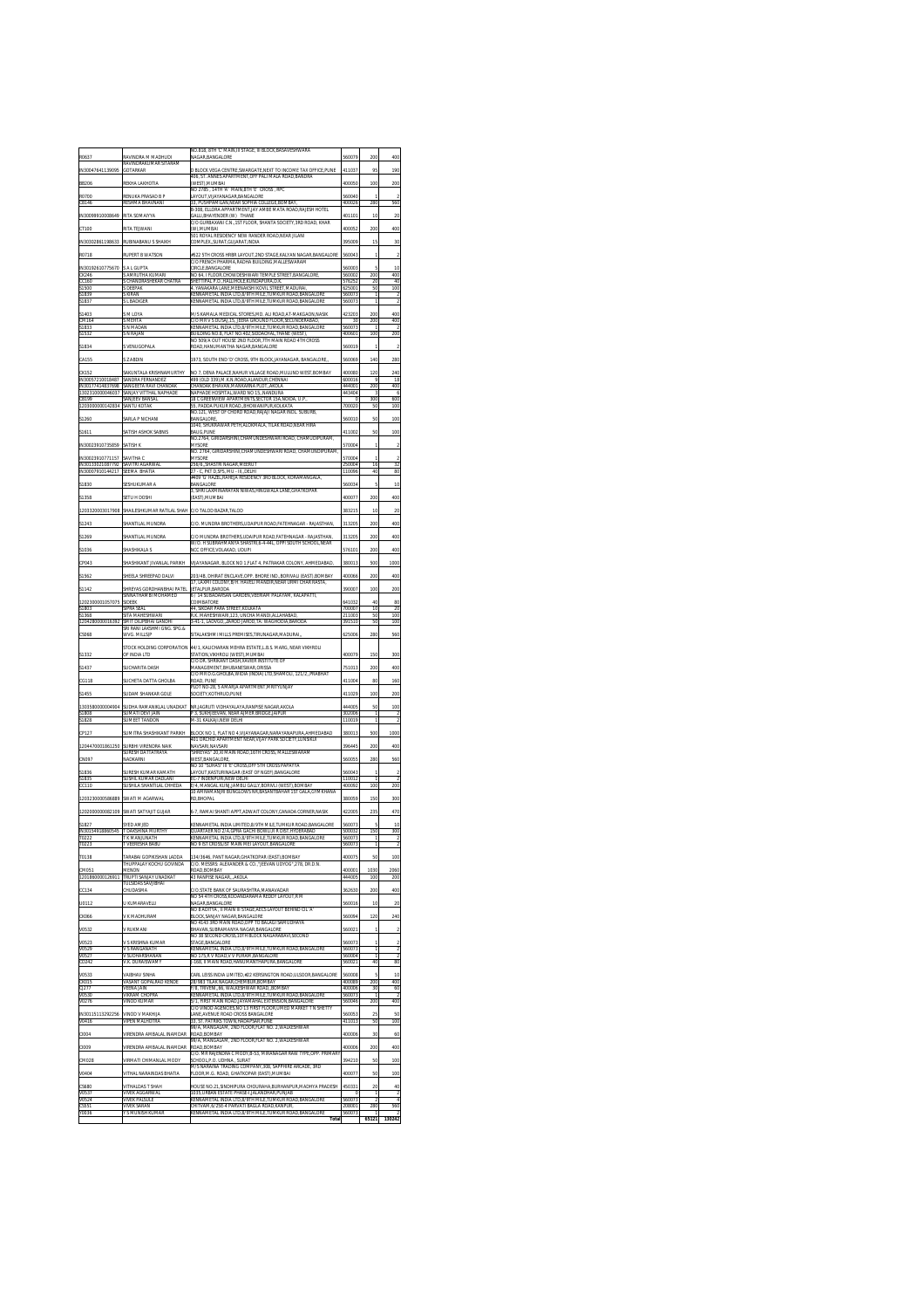| | | | | | |
|---|---|---|---|---|---|
| R0637 | RAVINDRA M MADHUDI | NO.818, 8TH 'C' MAIN,III STAGE, III BLOCK,BASAVESHWARA NAGAR,BANGALORE | 560079 | 200 | 400 |
| IN30047641139095 | RAVINDRAKUMAR SITARAM GOTARKAR | D BLOCK VEGA CENTRE,SWARGATE,NEXT TO INCOME TAX OFFICE,PUNE | 411037 | 95 | 190 |
| R6206 | REKHA LAKHOTIA | 406, ST.ANNES APARTMENT,OFF PALI MALA ROAD,BANDRA (WEST),MUMBAI | 400050 | 100 | 200 |
| R0700 | RENUKA PRASAD B P | NO 2785 , 14TH 'A' MAIN,8TH 'E' CROSS , RPC LAYOUT,VIJAYANAGAR,BANGALORE | 560040 | 1 | 2 |
| CB146 | RESHMA BHAVNANI | 33, PUSHPAMILAN,NEAR SOPHIA COLLEGE,BOMBAY | 400026 | 280 | 560 |
| IN30099910008646 | RITA SOMAIYYA | B-308, ELLORA APPARTMENT,JAY AMBE MATA ROAD,RAJESH HOTEL GALLI,BHAYENDER (W) THANE | 401101 | 10 | 20 |
| CT100 | RITA TEJWANI | C/O GURBAXANI C.N.,1ST FLOOR, SHANTA SOCIETY,3RD ROAD, KHAR (W),MUMBAI | 400052 | 200 | 400 |
| IN30302861198633 | RUBINABANU S SHAIKH | 501 ROYAL RESIDENCY NEW RANDER ROAD,NEAR JILANI COMPLEX,,SURAT,GUJARAT,INDIA | 395009 | 15 | 30 |
| R0718 | RUPERT B WATSON | #522 5TH CROSS HRBR LAYOUT,2ND STAGE,KALYAN NAGAR,BANGALORE | 560043 | 1 | 2 |
| IN30192610775670 | S A L GUPTA | C/O FRENCH PHARMA,RADHA BUILDING,MALLESWARAM CIRCLE,BANGALORE | 560003 | 5 | 10 |
| CK246 | S AMRUTHA KUMARI | NO 64, I FLOOR,CHOWDESHWARI TEMPLE STREET,BANGALORE | 560002 | 200 | 400 |
| CC160 | S CHANDRASHEKAR CHATRA | SHETTIPAL P.O, HALLIHOLE,KUNDAPURA,D.K. | 576253 | 20 | 40 |
| S1500 | S DEEPAK | 4, YANAKARA LANE,MEENAKSHI KOVIL STREET,MADURAI, | 625001 | 50 | 100 |
| S1839 | S KIRAN | KENNAMETAL INDIA LTD,8/9TH MILE,TUMKUR ROAD,BANGALORE | 560073 | 1 | 2 |
| S1837 | S L BADIGER | KENNAMETAL INDIA LTD,8/9TH MILE,TUMKUR ROAD,BANGALORE | 560073 | 1 | 2 |
| S1403 | S M LOYA | M/S KAMALA MEDICAL STORES,MD. ALI ROAD,AT-MAKGAON,NASIK | 423203 | 200 | 400 |
| CM164 | S MEHTA | C/O MR V S DUSAJ,15, JEERA GROUND FLOOR,SECUNDERABAD, | 30 | 200 | 400 |
| S1833 | S N MADAN | KENNAMETAL INDIA LTD,8/9TH MILE,TUMKUR ROAD,BANGALORE | 560073 | 1 | 2 |
| S1532 | S N RAJAN | BUILDING NO.8, FLAT NO.402,SIDDACHAL,THANE (WEST), | 400601 | 100 | 200 |
| S1834 | S VENUGOPALA | NO 509/A CUT HOUSE 2ND FLOOR,7TH MAIN ROAD 4TH CROSS ROAD,HANUMANTHA NAGAR,BANGALORE | 560019 | 1 | 2 |
| CA155 | S ZABDIN | 1973, SOUTH END 'D' CROSS, 9TH BLOCK,JAYANAGAR, BANGALORE, | 560069 | 140 | 280 |
| CK152 | SAKUNTALA KRISHNAMURTHY | NO 7, DENA PALACE,NAHUR VILLAGE ROAD,MULUND WEST,BOMBAY | 400080 | 120 | 240 |
| IN30057210010487 | SANDRA FERNANDEZ | 499 (OLD 339),M.K.N.ROAD,ALANDUR,CHENNAI | 600016 | 9 | 18 |
| IN30177414837698 | SANGEETA RAVI CHANDAK | CHANDAK BHAVAN,MANKARNA PLOT,,AKOLA | 444001 | 200 | 400 |
| 1302310000046037 | SANJAY VITTHAL NAPHADE | NAPHADE HOSPITAL,WARD NO 15, NANDURA | 443404 | 3 | 6 |
| CB196 | SANJEEV BANSAL | 18 C GREENVIEW APARTMENTS,SECTOR 15A,NOIDA, U.P., | 0 | 300 | 600 |
| 1203000000142834 | SANTU KOTAK | 55, PADDA PUKUR ROAD,,BHOWANIPUR,KOLKATA | 700020 | 50 | 100 |
| S1260 | SARLA P NICHANI | NO.121, WEST OF CHORD ROAD,RAJAJI NAGAR INDL. SUBURB, BANGALORE, | 560010 | 50 | 100 |
| S1611 | SATISH ASHOK SABNIS | 1640, SHUKRAWAR PETH,ALOKMALA, TILAK ROAD,NEAR HIRA BAUG,PUNE | 411002 | 50 | 100 |
| IN30023910735859 | SATISH K | NO.2764, GIRIDARSHINI,CHAMUNDESHWARI ROAD, CHAMUNDIPURAM, MYSORE | 570004 | 1 | 2 |
| IN30023910771157 | SAVITHA C | NO. 2764, GIRIDARSHINI,CHAMUNDESHWARI ROAD, CHAMUNDIPURAM, MYSORE | 570004 | 1 | 2 |
| IN30133021087792 | SAVITRI AGARWAL | 256/6, SHASTRI NAGAR,MEERUT | 250004 | 16 | 32 |
| IN30007910146217 | SEEMA BHATIA | 37 - C, PKT D,SFS, MIG - III,,DELHI | 110086 | 40 | 80 |
| S1830 | SESHUKUMAR A | #409 'G' HAZEL,RAHEJA RESIDENCY 3RD BLOCK, KORAMANGALA, BANGALORE | 560034 | 5 | 10 |
| S1358 | SETU H DOSHI | 3, SHRI LAXMINARAYAN NIWAS,HINGWALA LANE,GHATKOPAR (EAST),MUMBAI | 400077 | 200 | 400 |
| 1203320003017908 | SHAILESHKUMAR RATILAL SHAH | C/O TALOD BAZAR,TALOD | 383215 | 10 | 20 |
| S1243 | SHANTILAL MUNDRA | C/O. MUNDRA BROTHERS,UDAIPUR ROAD,FATEHNAGAR - RAJASTHAN, | 313205 | 200 | 400 |
| S1269 | SHANTILAL MUNDRA | C/O MUNDRA BROTHERS,UDAIPUR ROAD,FATEHNAGAR - RAJASTHAN, | 313205 | 200 | 400 |
| S1036 | SHASHIKALA S | W/O. H SUBRAHMANYA SHASTRI,6-4-44L, OPP/ SOUTH SCHOOL NEAR NCC OFFICE,VOLAKAD, UDUPI | 576101 | 200 | 400 |
| CP043 | SHASHIKANT JIVANLAL PARIKH | VIJAYANAGAR, BLOCK NO 1,FLAT 4, PATRAKAR COLONY, AHMEDABAD, | 380013 | 500 | 1000 |
| S1362 | SHEILA SHREEPAD DALVI | 203/4B, DHIRAT ENCLAVE,OPP. BHORE IND.,BORIVALI (EAST),BOMBAY | 400066 | 200 | 400 |
| S1142 | SHREYAS GORDHANBHAI PATEL | 37, LAXMI COLONY,B/H. HAVELI MANDIR,NEAR URMI CHAR RASTA, JETALPUR,BARODA | 390007 | 100 | 200 |
| 1202300001057073 | SINNATHAMBI MOHAMED SIDDIK | 6 - 14 SUBADAHSAN GARDEN,VEERIAM PALAYAM, KALAPATTI, COIMBATORE | 641032 | 40 | 80 |
| S1803 | SIPRA SEAL | 44, SIKDAR PARA STREET,KOLKATA | 700007 | 10 | 20 |
| S1368 | SITA MAHESHWARI | R.K. MAHESHWARI,123, UNCHA MANDI,ALLAHABAD, | 211003 | 50 | 100 |
| 1204180000016392 | SMIT DILIPBHAI GANDHI | 1-41-1, LADVODI,,ZAROD,JAROD,TA. WAGHODIA,BARODA | 391510 | 50 | 100 |
| CS068 | SRI RANI LAKSHMI GNG. SPG.& WVG. MILLS(P | SITALAKSHMI MILLS PREMISES,TIRUNAGAR,MADURAI, , | 625006 | 280 | 560 |
| S1232 | STOCK HOLDING CORPORATION OF INDIA LTD | 44/1, KALICHARAN MEHRA ESTATE,L.B.S. MARG, NEAR VIKHROLI STATION,VIKHROLI (WEST),MUMBAI | 400079 | 150 | 300 |
| S1437 | SUCHARITA DASH | C/O DR. SHRIKANT DASH,XAVIER INSTITUTE OF MANAGEMENT,BHUBANESWAR,ORISSA | 751013 | 200 | 400 |
| CG118 | SUCHETA DATTA GHOLBA | C/O MR D.G.GHOLBA,WIDIA (INDIA) LTD,SHAMDU, 121/2,,PRABHAT ROAD, PUNE | 411004 | 80 | 160 |
| S1455 | SUDAM SHANKAR GOLE | PLOT NO.28, 5 AMARJA APARTMENT,MRITYUNJAY SOCIETY,KOTHRUD,PUNE | 411029 | 100 | 200 |
| 1301580000004904 | SUDHA RAMANIKLAL UNADKAT | NR JAGRUTI VIDHAYALAYA,RANPISE NAGAR,AKOLA | 444005 | 50 | 100 |
| S1808 | SUMATI DEVI JAIN | P 3, SUKHJEEVAN, NEAR AJMER BRIDGE,JAIPUR | 302006 | 1 | 2 |
| S1828 | SUMEET TANDON | M-31 KALKAJI,NEW DELHI | 110019 | 1 | 2 |
| CP127 | SUMITRA SHASHIKANT PARIKH | BLOCK NO 1, FLAT NO 4,VIJAYANAGAR,NARAYANAPURA,AHMEDABAD | 380013 | 500 | 1000 |
| 1204470001861250 | SURBHI VIRENDRA NAIK | 401 ORCHID APARTMENT NEAR,VIJAY PARK SOCIETY,LUNSIKUI NAVSARI,NAVSARI | 396445 | 200 | 400 |
| CN097 | SURESH DATTATRAYA NADKARNI | 'SHREYAS' 20,XI MAIN ROAD,16TH CROSS, MALLESWARAM WEST,BANGALORE | 560055 | 280 | 560 |
| S1836 | SURESH KUMAR KAMATH | NO 10 'SUHAS' III 'E' CROSS,OFF 5TH CROSS PAPAYYA LAYOUT,KASTURINAGAR (EAST OF NGEF),BANGALORE | 560043 | 1 | 2 |
| S1835 | SUSHIL KUMAR DADLANI | EC-7 INDERPURI,NEW DELHI | 110012 | 1 | 2 |
| CC110 | SUSHILA SHANTILAL CHHEDA | E/4, MANGAL KUNJ,JAMBLI GALLY,BORIVLI (WEST),BOMBAY | 400092 | 100 | 200 |
| 1203230000586889 | SWATI M AGARWAL | 10 AMRAN ANJNI BUNGLOWS NR,BASANTBAHAR 1ST GALA,GYMKHANA ROAD,BHOPAL | 380059 | 150 | 300 |
| 1202000000082109 | SWATI SATYAJIT GUJAR | 6-7, RAMAI SHANTI APPT,ADWAIT COLONY,CANADA CORNER,NASIK | 422005 | 235 | 470 |
| S1827 | SYED AMJED | KENNAMETAL INDIA LIMITED,8/9TH MILE,TUMKUR ROAD,BANGALORE | 560073 | 5 | 10 |
| IN30154918890545 | T DAKSHINA MURTHY | QUARTAER NO 2/4,GPRA GACHI BOWLI,R R DIST,HYDERABAD | 500032 | 150 | 300 |
| T0222 | T K MANJUNATH | KENNAMETAL INDIA LTD,8/9TH MILE,TUMKUR ROAD,BANGALORE | 560073 | 1 | 2 |
| T0223 | T VEERESHA BABU | NO 9 IST CROSS,IST MAIN MEI LAYOUT,BANGALORE | 560073 | 1 | 2 |
| T0138 | TARABAI GOPIKISHAN LADDA | 134/3646, PANT NAGAR,GHATKOPAR (EAST),BOMBAY | 400075 | 50 | 100 |
| CM051 | THUPPALAY KOCHU GOVINDA MENON | C/O. MESSRS. ALEXANDER & CO.,"JEEVAN UDYOG",278, DR.D.N. ROAD,BOMBAY | 400001 | 1030 | 2060 |
| 1201060000175601 | TRUPTI SANJAY UNADKAT | 43 RANPISE NAGAR, ,AKOLA | 444005 | 100 | 200 |
| CC134 | TULSIDAS SAVJIBHAI CHUDASMA | C/O.STATE BANK OF SAURASHTRA,MANAVADAR | 362630 | 200 | 400 |
| U0112 | U KUMARAVELU | NO 54 4TH CROSS,KODANDARAMA REDDY LAYOUT,R M NAGAR,BANGALORE | 560016 | 10 | 20 |
| CK066 | V K MADHURAM | NO 8 ADITYA , II MAIN III STAGE,AECS LAYOUT BEHIND CIL 'A' BLOCK,SANJAY NAGAR,BANGALORE | 560094 | 120 | 240 |
| V0532 | V RUKMANI | NO 4145 3RD MAIN ROAD,OPP TO BALAJI SAMUDHAYA BHAVAN,SUBRAMANYA NAGAR,BANGALORE | 560021 | 1 | 2 |
| V0523 | V S KRISHNA KUMAR | NO 38 SECOND CROSS,1ST H BLOCK NAGARABAVI,SECOND STAGE,BANGALORE | 560073 | 1 | 2 |
| V0529 | V S RANGANATH | KENNAMETAL INDIA LTD,8/9TH MILE,TUMKUR ROAD,BANGALORE | 560073 | 1 | 2 |
| V0527 | V SUDHARSHANAN | NO 175,K V ROAD,V V PURAM,BANGALORE | 560004 | 1 | 2 |
| CD242 | V.K. DURAISWAMY | *168, II MAIN ROAD,HANUMANTHAPURA,BANGALORE | 560021 | 40 | 80 |
| V0533 | VAIBHAV SINHA | CARL LEISS INDIA LIMITED,#22 KERSINGTON ROAD,ULSOOR,BANGALORE | 560008 | 5 | 10 |
| CK015 | VASANT GOPALRAO KENDE | 28/983 TILAK NAGAR,CHEMBUR,BOMBAY | 400089 | 200 | 400 |
| CJ777 | VEENA JAIN | F/8, TRIVENI,,86, WALKESHWAR ROAD,,BOMBAY | 400006 | 30 | 60 |
| V0530 | VIKRAM CHOPRA | KENNAMETAL INDIA LTD,8/9TH MILE,TUMKUR ROAD,BANGALORE | 560073 | 1 | 2 |
| V0276 | VINOD KUMAR | 571, FIRST MAIN ROAD,JAYAMAHAL EXTENSION,BANGALORE | 560046 | 200 | 400 |
| IN30115113292256 | VINOD V MAKHIJA | C/O VINOD AGENCIES,NO 13 FIRST FLOOR,UMED MARKET T N SHETTY LANE,AVENUE ROAD CROSS BANGALORE | 560053 | 25 | 50 |
| V0458 | VIPIN MALHOTRA | 33, ST. PATRIKS TOWN,HADAPSAR,PUNE | 411013 | 50 | 100 |
| CI004 | VIRENDRA AMBALAL INAMDAR | 9B/A, MANGALAM, 2ND FLOOR,FLAT NO. 2,WALKESHWAR ROAD,BOMBAY | 400006 | 30 | 60 |
| CI009 | VIRENDRA AMBALAL INAMDAR | 9B/A, MANGALAM, 2ND FLOOR,FLAT NO. 2,WALKESHWAR ROAD,BOMBAY | 400006 | 200 | 400 |
| CM028 | VIRMATI CHIMANLAL MODY | C/O. MR RAJENDRA C MODY,B-53, MIRANAGAR RAW TYPE,OPP. PRIMARY SCHOOL,P.O. UDHNA , SURAT | 394210 | 50 | 100 |
| V0404 | VITHAL NARAINDAS BHATIA | M/S NARAINA TRADING COMPANY,308, SAPPHIRE ARCADE, 3RD FLOOR,M.G. ROAD, GHATKOPAR (EAST),MUMBAI | 400077 | 50 | 100 |
| CS680 | VITHALDAS T SHAH | HOUSE NO.21,SINDHIPURA CHOURAHA,BURHANPUR,MADHYA PRADESH | 450331 | 20 | 40 |
| V0537 | VIVEK AGGARWAL | 1039,URBAN ESTATE PHASE I,JALANDHAR,PUNJAB | 0 | 1 | 2 |
| V0524 | VIVEK PALSULE | KENNAMETAL INDIA LTD,8/9TH MILE,TUMKUR ROAD,BANGALORE | 560073 | 2 | 4 |
| CS651 | VIVEK SARAN | CHITVAN,4/250-4 PARVATI BAGLA ROAD,KANPUR, | 208001 | 280 | 560 |
| Y0036 | Y S MUNISH KUMAR | KENNAMETAL INDIA LTD,8/9TH MILE,TUMKUR ROAD,BANGALORE | 560073 | 1 | 2 |
| | | | Total | 65121 | 130242 |